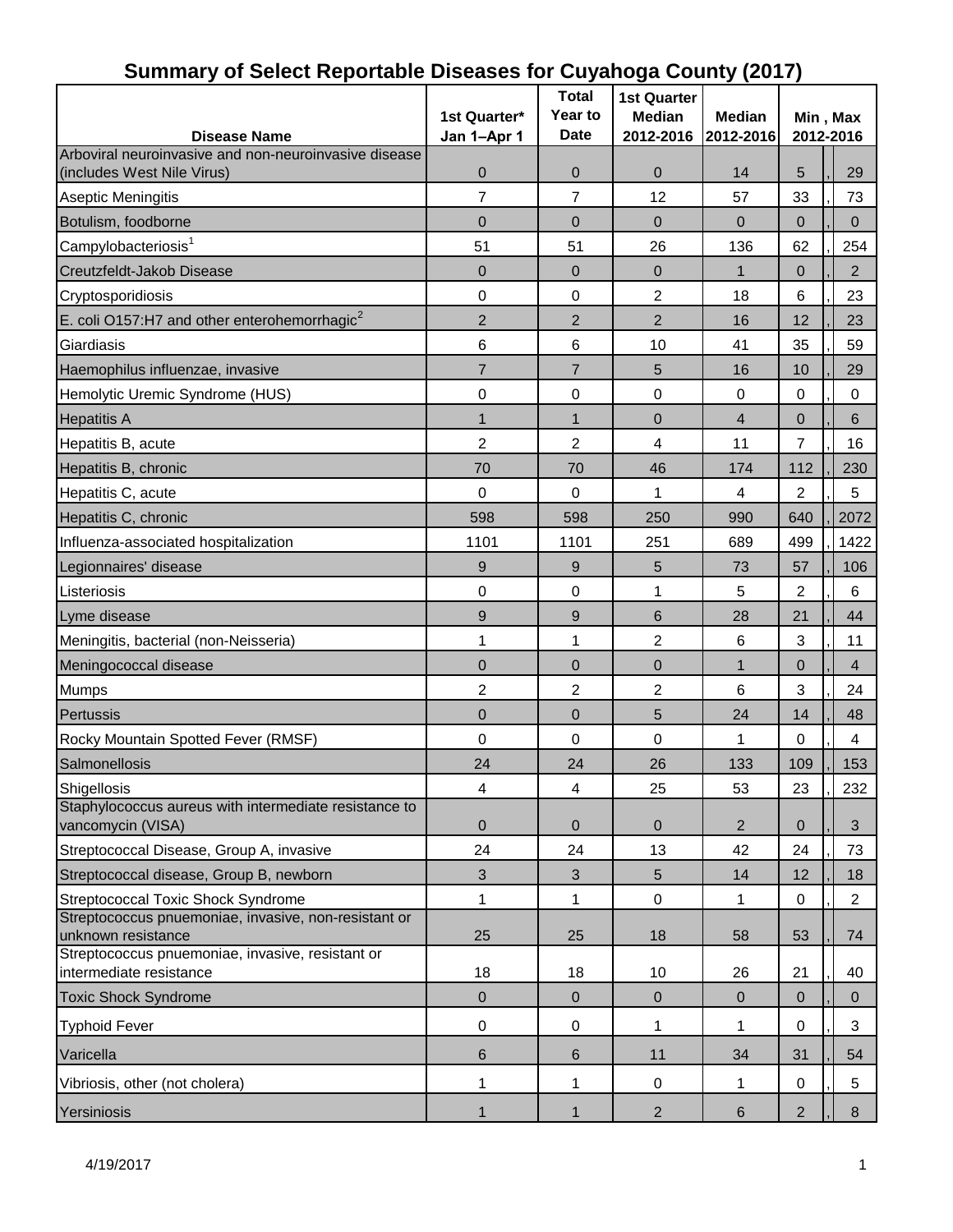# Summary of Select Reportable Diseases for Cuyahoga County (2017)

| Disease Name | 1st Quarter* Jan 1–Apr 1 | Total Year to Date | 1st Quarter Median 2012-2016 | Median 2012-2016 | Min , Max 2012-2016 |
|---|---|---|---|---|---|
| Arboviral neuroinvasive and non-neuroinvasive disease (includes West Nile Virus) | 0 | 0 | 0 | 14 | 5 , 29 |
| Aseptic Meningitis | 7 | 7 | 12 | 57 | 33 , 73 |
| Botulism, foodborne | 0 | 0 | 0 | 0 | 0 , 0 |
| Campylobacteriosis[1] | 51 | 51 | 26 | 136 | 62 , 254 |
| Creutzfeldt-Jakob Disease | 0 | 0 | 0 | 1 | 0 , 2 |
| Cryptosporidiosis | 0 | 0 | 2 | 18 | 6 , 23 |
| E. coli O157:H7 and other enterohemorrhagic[2] | 2 | 2 | 2 | 16 | 12 , 23 |
| Giardiasis | 6 | 6 | 10 | 41 | 35 , 59 |
| Haemophilus influenzae, invasive | 7 | 7 | 5 | 16 | 10 , 29 |
| Hemolytic Uremic Syndrome (HUS) | 0 | 0 | 0 | 0 | 0 , 0 |
| Hepatitis A | 1 | 1 | 0 | 4 | 0 , 6 |
| Hepatitis B, acute | 2 | 2 | 4 | 11 | 7 , 16 |
| Hepatitis B, chronic | 70 | 70 | 46 | 174 | 112 , 230 |
| Hepatitis C, acute | 0 | 0 | 1 | 4 | 2 , 5 |
| Hepatitis C, chronic | 598 | 598 | 250 | 990 | 640 , 2072 |
| Influenza-associated hospitalization | 1101 | 1101 | 251 | 689 | 499 , 1422 |
| Legionnaires' disease | 9 | 9 | 5 | 73 | 57 , 106 |
| Listeriosis | 0 | 0 | 1 | 5 | 2 , 6 |
| Lyme disease | 9 | 9 | 6 | 28 | 21 , 44 |
| Meningitis, bacterial (non-Neisseria) | 1 | 1 | 2 | 6 | 3 , 11 |
| Meningococcal disease | 0 | 0 | 0 | 1 | 0 , 4 |
| Mumps | 2 | 2 | 2 | 6 | 3 , 24 |
| Pertussis | 0 | 0 | 5 | 24 | 14 , 48 |
| Rocky Mountain Spotted Fever (RMSF) | 0 | 0 | 0 | 1 | 0 , 4 |
| Salmonellosis | 24 | 24 | 26 | 133 | 109 , 153 |
| Shigellosis | 4 | 4 | 25 | 53 | 23 , 232 |
| Staphylococcus aureus with intermediate resistance to vancomycin (VISA) | 0 | 0 | 0 | 2 | 0 , 3 |
| Streptococcal Disease, Group A, invasive | 24 | 24 | 13 | 42 | 24 , 73 |
| Streptococcal disease, Group B, newborn | 3 | 3 | 5 | 14 | 12 , 18 |
| Streptococcal Toxic Shock Syndrome | 1 | 1 | 0 | 1 | 0 , 2 |
| Streptococcus pnuemoniae, invasive, non-resistant or unknown resistance | 25 | 25 | 18 | 58 | 53 , 74 |
| Streptococcus pnuemoniae, invasive, resistant or intermediate resistance | 18 | 18 | 10 | 26 | 21 , 40 |
| Toxic Shock Syndrome | 0 | 0 | 0 | 0 | 0 , 0 |
| Typhoid Fever | 0 | 0 | 1 | 1 | 0 , 3 |
| Varicella | 6 | 6 | 11 | 34 | 31 , 54 |
| Vibriosis, other (not cholera) | 1 | 1 | 0 | 1 | 0 , 5 |
| Yersiniosis | 1 | 1 | 2 | 6 | 2 , 8 |

4/19/2017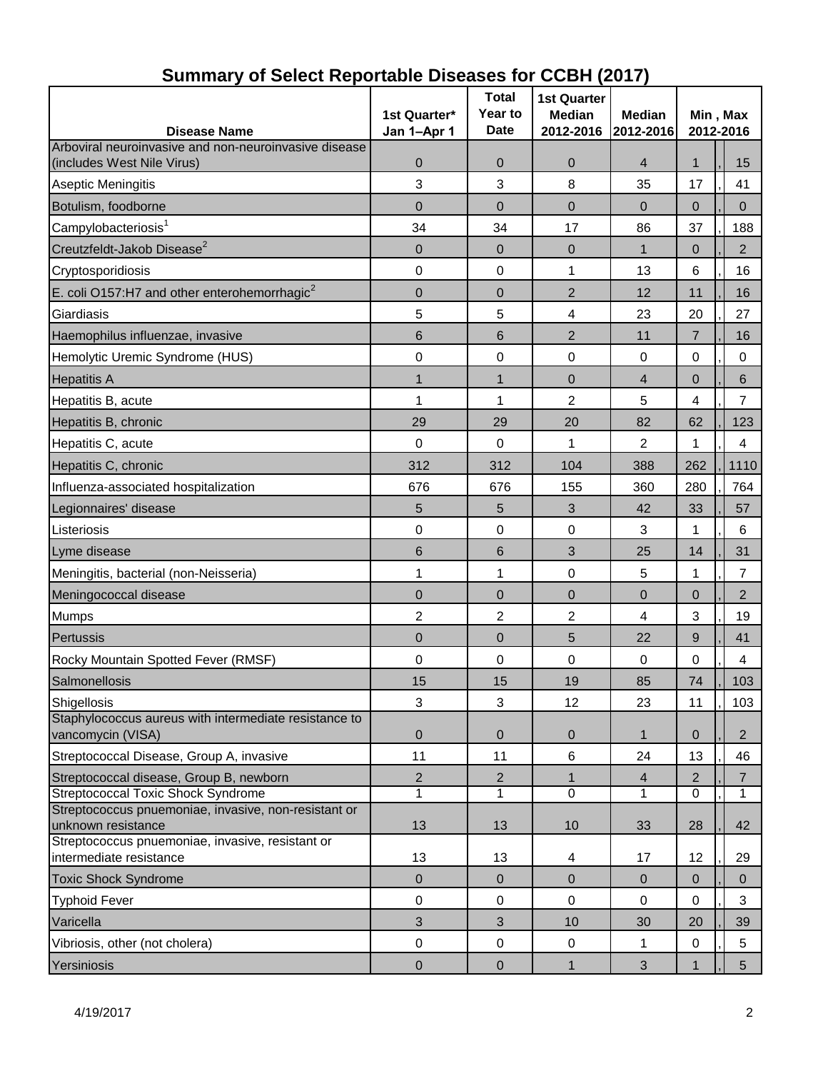# Summary of Select Reportable Diseases for CCBH (2017)

| Disease Name | 1st Quarter* Jan 1–Apr 1 | Total Year to Date | 1st Quarter Median 2012-2016 | Median 2012-2016 | Min , Max 2012-2016 |
|---|---|---|---|---|---|
| Arboviral neuroinvasive and non-neuroinvasive disease (includes West Nile Virus) | 0 | 0 | 0 | 4 | 1 , 15 |
| Aseptic Meningitis | 3 | 3 | 8 | 35 | 17 , 41 |
| Botulism, foodborne | 0 | 0 | 0 | 0 | 0 , 0 |
| Campylobacteriosis[1] | 34 | 34 | 17 | 86 | 37 , 188 |
| Creutzfeldt-Jakob Disease[2] | 0 | 0 | 0 | 1 | 0 , 2 |
| Cryptosporidiosis | 0 | 0 | 1 | 13 | 6 , 16 |
| E. coli O157:H7 and other enterohemorrhagic[2] | 0 | 0 | 2 | 12 | 11 , 16 |
| Giardiasis | 5 | 5 | 4 | 23 | 20 , 27 |
| Haemophilus influenzae, invasive | 6 | 6 | 2 | 11 | 7 , 16 |
| Hemolytic Uremic Syndrome (HUS) | 0 | 0 | 0 | 0 | 0 , 0 |
| Hepatitis A | 1 | 1 | 0 | 4 | 0 , 6 |
| Hepatitis B, acute | 1 | 1 | 2 | 5 | 4 , 7 |
| Hepatitis B, chronic | 29 | 29 | 20 | 82 | 62 , 123 |
| Hepatitis C, acute | 0 | 0 | 1 | 2 | 1 , 4 |
| Hepatitis C, chronic | 312 | 312 | 104 | 388 | 262 , 1110 |
| Influenza-associated hospitalization | 676 | 676 | 155 | 360 | 280 , 764 |
| Legionnaires' disease | 5 | 5 | 3 | 42 | 33 , 57 |
| Listeriosis | 0 | 0 | 0 | 3 | 1 , 6 |
| Lyme disease | 6 | 6 | 3 | 25 | 14 , 31 |
| Meningitis, bacterial (non-Neisseria) | 1 | 1 | 0 | 5 | 1 , 7 |
| Meningococcal disease | 0 | 0 | 0 | 0 | 0 , 2 |
| Mumps | 2 | 2 | 2 | 4 | 3 , 19 |
| Pertussis | 0 | 0 | 5 | 22 | 9 , 41 |
| Rocky Mountain Spotted Fever (RMSF) | 0 | 0 | 0 | 0 | 0 , 4 |
| Salmonellosis | 15 | 15 | 19 | 85 | 74 , 103 |
| Shigellosis | 3 | 3 | 12 | 23 | 11 , 103 |
| Staphylococcus aureus with intermediate resistance to vancomycin (VISA) | 0 | 0 | 0 | 1 | 0 , 2 |
| Streptococcal Disease, Group A, invasive | 11 | 11 | 6 | 24 | 13 , 46 |
| Streptococcal disease, Group B, newborn | 2 | 2 | 1 | 4 | 2 , 7 |
| Streptococcal Toxic Shock Syndrome | 1 | 1 | 0 | 1 | 0 , 1 |
| Streptococcus pnuemoniae, invasive, non-resistant or unknown resistance | 13 | 13 | 10 | 33 | 28 , 42 |
| Streptococcus pnuemoniae, invasive, resistant or intermediate resistance | 13 | 13 | 4 | 17 | 12 , 29 |
| Toxic Shock Syndrome | 0 | 0 | 0 | 0 | 0 , 0 |
| Typhoid Fever | 0 | 0 | 0 | 0 | 0 , 3 |
| Varicella | 3 | 3 | 10 | 30 | 20 , 39 |
| Vibriosis, other (not cholera) | 0 | 0 | 0 | 1 | 0 , 5 |
| Yersiniosis | 0 | 0 | 1 | 3 | 1 , 5 |

4/19/2017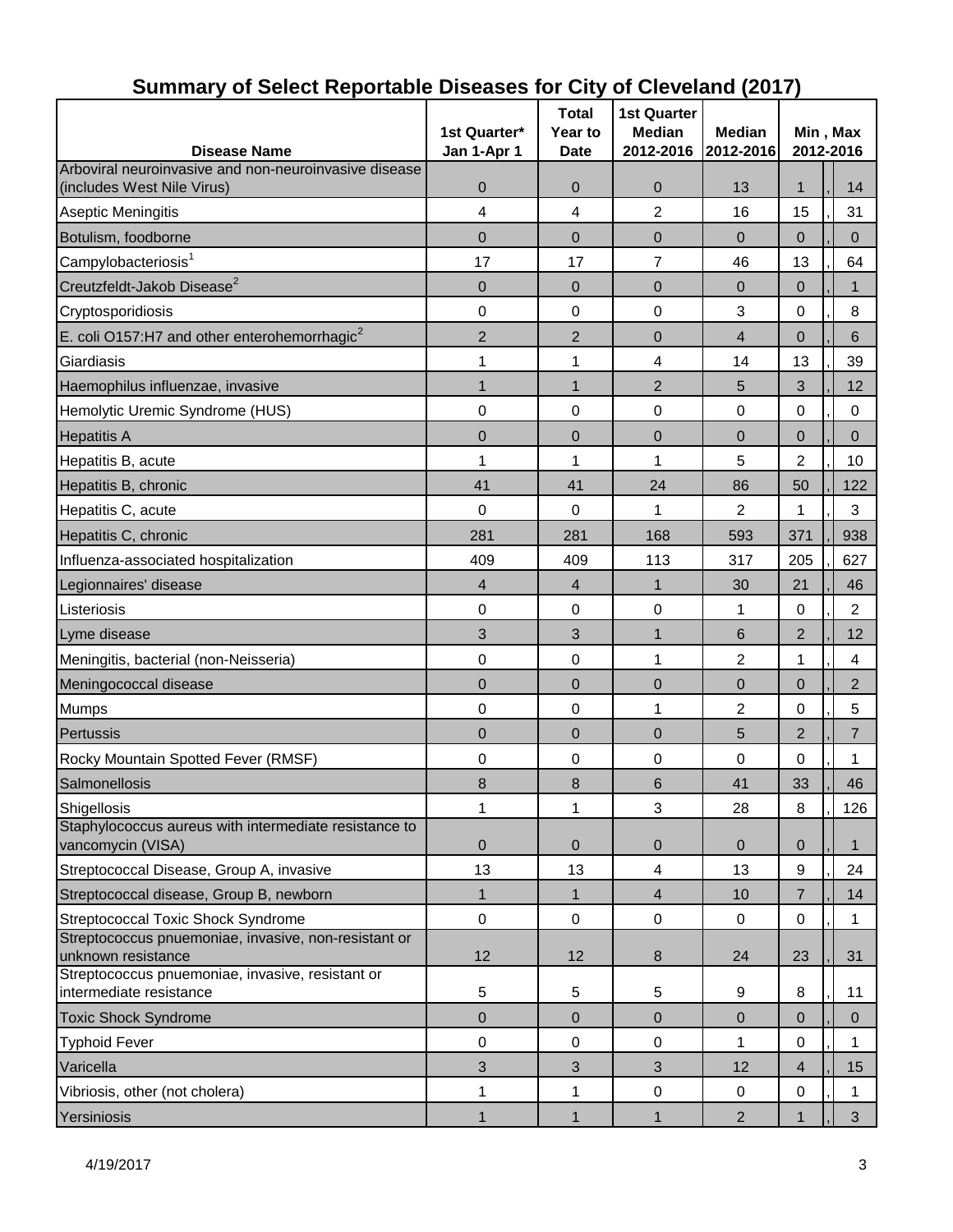# Summary of Select Reportable Diseases for City of Cleveland (2017)

| Disease Name | 1st Quarter* Jan 1-Apr 1 | Total Year to Date | 1st Quarter Median 2012-2016 | Median 2012-2016 | Min , Max 2012-2016 |
|---|---|---|---|---|---|
| Arboviral neuroinvasive and non-neuroinvasive disease (includes West Nile Virus) | 0 | 0 | 0 | 13 | 1 , 14 |
| Aseptic Meningitis | 4 | 4 | 2 | 16 | 15 , 31 |
| Botulism, foodborne | 0 | 0 | 0 | 0 | 0 , 0 |
| Campylobacteriosis[1] | 17 | 17 | 7 | 46 | 13 , 64 |
| Creutzfeldt-Jakob Disease[2] | 0 | 0 | 0 | 0 | 0 , 1 |
| Cryptosporidiosis | 0 | 0 | 0 | 3 | 0 , 8 |
| E. coli O157:H7 and other enterohemorrhagic[2] | 2 | 2 | 0 | 4 | 0 , 6 |
| Giardiasis | 1 | 1 | 4 | 14 | 13 , 39 |
| Haemophilus influenzae, invasive | 1 | 1 | 2 | 5 | 3 , 12 |
| Hemolytic Uremic Syndrome (HUS) | 0 | 0 | 0 | 0 | 0 , 0 |
| Hepatitis A | 0 | 0 | 0 | 0 | 0 , 0 |
| Hepatitis B, acute | 1 | 1 | 1 | 5 | 2 , 10 |
| Hepatitis B, chronic | 41 | 41 | 24 | 86 | 50 , 122 |
| Hepatitis C, acute | 0 | 0 | 1 | 2 | 1 , 3 |
| Hepatitis C, chronic | 281 | 281 | 168 | 593 | 371 , 938 |
| Influenza-associated hospitalization | 409 | 409 | 113 | 317 | 205 , 627 |
| Legionnaires' disease | 4 | 4 | 1 | 30 | 21 , 46 |
| Listeriosis | 0 | 0 | 0 | 1 | 0 , 2 |
| Lyme disease | 3 | 3 | 1 | 6 | 2 , 12 |
| Meningitis, bacterial (non-Neisseria) | 0 | 0 | 1 | 2 | 1 , 4 |
| Meningococcal disease | 0 | 0 | 0 | 0 | 0 , 2 |
| Mumps | 0 | 0 | 1 | 2 | 0 , 5 |
| Pertussis | 0 | 0 | 0 | 5 | 2 , 7 |
| Rocky Mountain Spotted Fever (RMSF) | 0 | 0 | 0 | 0 | 0 , 1 |
| Salmonellosis | 8 | 8 | 6 | 41 | 33 , 46 |
| Shigellosis | 1 | 1 | 3 | 28 | 8 , 126 |
| Staphylococcus aureus with intermediate resistance to vancomycin (VISA) | 0 | 0 | 0 | 0 | 0 , 1 |
| Streptococcal Disease, Group A, invasive | 13 | 13 | 4 | 13 | 9 , 24 |
| Streptococcal disease, Group B, newborn | 1 | 1 | 4 | 10 | 7 , 14 |
| Streptococcal Toxic Shock Syndrome | 0 | 0 | 0 | 0 | 0 , 1 |
| Streptococcus pnuemoniae, invasive, non-resistant or unknown resistance | 12 | 12 | 8 | 24 | 23 , 31 |
| Streptococcus pnuemoniae, invasive, resistant or intermediate resistance | 5 | 5 | 5 | 9 | 8 , 11 |
| Toxic Shock Syndrome | 0 | 0 | 0 | 0 | 0 , 0 |
| Typhoid Fever | 0 | 0 | 0 | 1 | 0 , 1 |
| Varicella | 3 | 3 | 3 | 12 | 4 , 15 |
| Vibriosis, other (not cholera) | 1 | 1 | 0 | 0 | 0 , 1 |
| Yersiniosis | 1 | 1 | 1 | 2 | 1 , 3 |

4/19/2017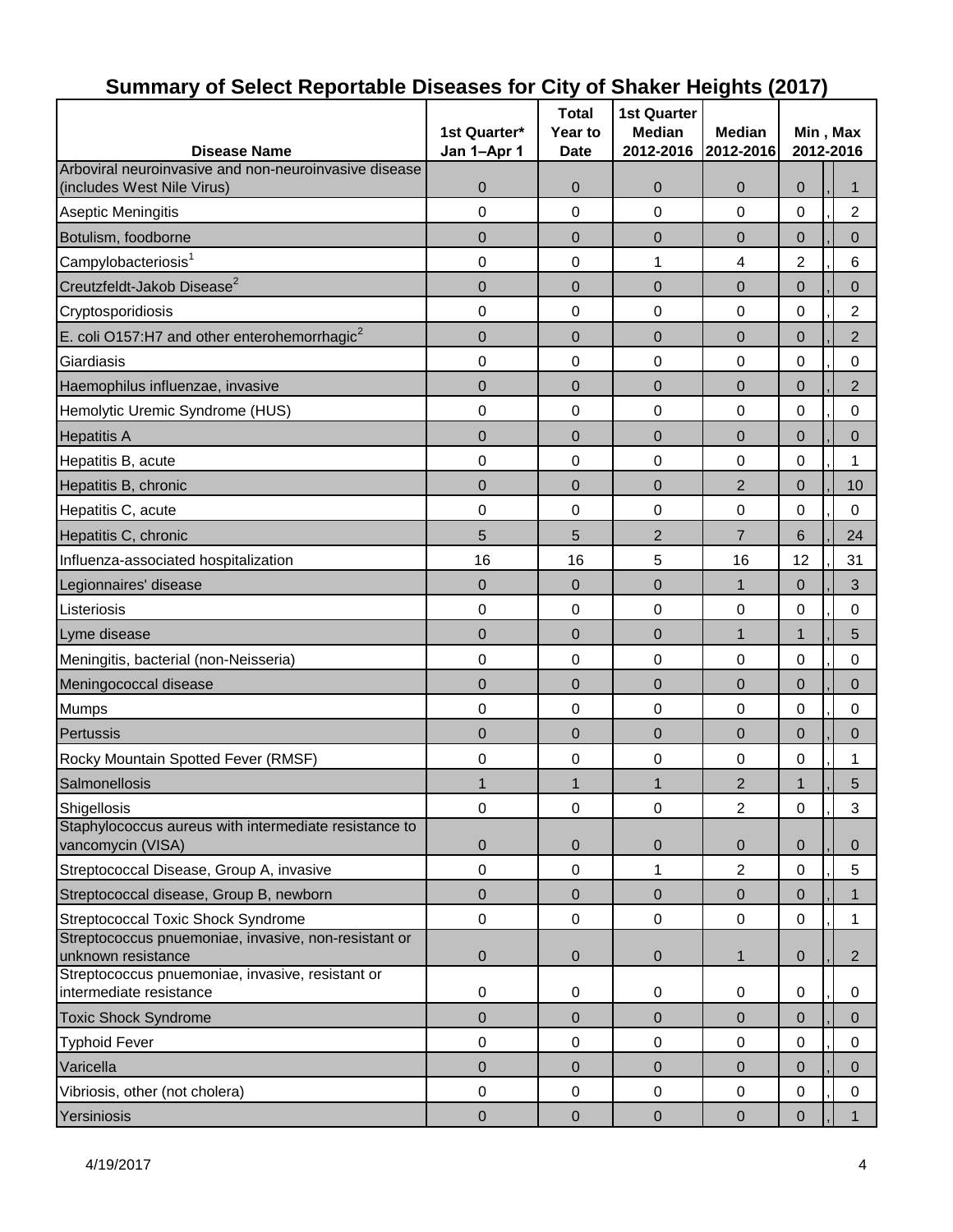# Summary of Select Reportable Diseases for City of Shaker Heights (2017)

| Disease Name | 1st Quarter* Jan 1–Apr 1 | Total Year to Date | 1st Quarter Median 2012-2016 | Median 2012-2016 | Min , Max 2012-2016 |
|---|---|---|---|---|---|
| Arboviral neuroinvasive and non-neuroinvasive disease (includes West Nile Virus) | 0 | 0 | 0 | 0 | 0 , 1 |
| Aseptic Meningitis | 0 | 0 | 0 | 0 | 0 , 2 |
| Botulism, foodborne | 0 | 0 | 0 | 0 | 0 , 0 |
| Campylobacteriosis[1] | 0 | 0 | 1 | 4 | 2 , 6 |
| Creutzfeldt-Jakob Disease[2] | 0 | 0 | 0 | 0 | 0 , 0 |
| Cryptosporidiosis | 0 | 0 | 0 | 0 | 0 , 2 |
| E. coli O157:H7 and other enterohemorrhagic[2] | 0 | 0 | 0 | 0 | 0 , 2 |
| Giardiasis | 0 | 0 | 0 | 0 | 0 , 0 |
| Haemophilus influenzae, invasive | 0 | 0 | 0 | 0 | 0 , 2 |
| Hemolytic Uremic Syndrome (HUS) | 0 | 0 | 0 | 0 | 0 , 0 |
| Hepatitis A | 0 | 0 | 0 | 0 | 0 , 0 |
| Hepatitis B, acute | 0 | 0 | 0 | 0 | 0 , 1 |
| Hepatitis B, chronic | 0 | 0 | 0 | 2 | 0 , 10 |
| Hepatitis C, acute | 0 | 0 | 0 | 0 | 0 , 0 |
| Hepatitis C, chronic | 5 | 5 | 2 | 7 | 6 , 24 |
| Influenza-associated hospitalization | 16 | 16 | 5 | 16 | 12 , 31 |
| Legionnaires' disease | 0 | 0 | 0 | 1 | 0 , 3 |
| Listeriosis | 0 | 0 | 0 | 0 | 0 , 0 |
| Lyme disease | 0 | 0 | 0 | 1 | 1 , 5 |
| Meningitis, bacterial (non-Neisseria) | 0 | 0 | 0 | 0 | 0 , 0 |
| Meningococcal disease | 0 | 0 | 0 | 0 | 0 , 0 |
| Mumps | 0 | 0 | 0 | 0 | 0 , 0 |
| Pertussis | 0 | 0 | 0 | 0 | 0 , 0 |
| Rocky Mountain Spotted Fever (RMSF) | 0 | 0 | 0 | 0 | 0 , 1 |
| Salmonellosis | 1 | 1 | 1 | 2 | 1 , 5 |
| Shigellosis | 0 | 0 | 0 | 2 | 0 , 3 |
| Staphylococcus aureus with intermediate resistance to vancomycin (VISA) | 0 | 0 | 0 | 0 | 0 , 0 |
| Streptococcal Disease, Group A, invasive | 0 | 0 | 1 | 2 | 0 , 5 |
| Streptococcal disease, Group B, newborn | 0 | 0 | 0 | 0 | 0 , 1 |
| Streptococcal Toxic Shock Syndrome | 0 | 0 | 0 | 0 | 0 , 1 |
| Streptococcus pnuemoniae, invasive, non-resistant or unknown resistance | 0 | 0 | 0 | 1 | 0 , 2 |
| Streptococcus pnuemoniae, invasive, resistant or intermediate resistance | 0 | 0 | 0 | 0 | 0 , 0 |
| Toxic Shock Syndrome | 0 | 0 | 0 | 0 | 0 , 0 |
| Typhoid Fever | 0 | 0 | 0 | 0 | 0 , 0 |
| Varicella | 0 | 0 | 0 | 0 | 0 , 0 |
| Vibriosis, other (not cholera) | 0 | 0 | 0 | 0 | 0 , 0 |
| Yersiniosis | 0 | 0 | 0 | 0 | 0 , 1 |

4/19/2017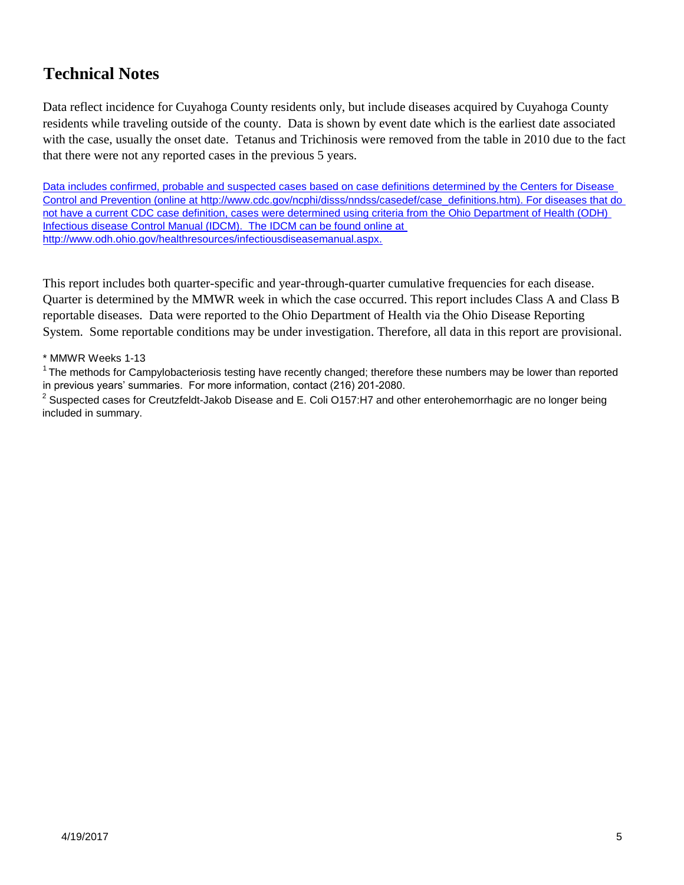## Technical Notes

Data reflect incidence for Cuyahoga County residents only, but include diseases acquired by Cuyahoga County residents while traveling outside of the county. Data is shown by event date which is the earliest date associated with the case, usually the onset date. Tetanus and Trichinosis were removed from the table in 2010 due to the fact that there were not any reported cases in the previous 5 years.

Data includes confirmed, probable and suspected cases based on case definitions determined by the Centers for Disease Control and Prevention (online at http://www.cdc.gov/ncphi/disss/nndss/casedef/case_definitions.htm). For diseases that do not have a current CDC case definition, cases were determined using criteria from the Ohio Department of Health (ODH) Infectious disease Control Manual (IDCM). The IDCM can be found online at http://www.odh.ohio.gov/healthresources/infectiousdiseasemanual.aspx.

This report includes both quarter-specific and year-through-quarter cumulative frequencies for each disease. Quarter is determined by the MMWR week in which the case occurred. This report includes Class A and Class B reportable diseases. Data were reported to the Ohio Department of Health via the Ohio Disease Reporting System. Some reportable conditions may be under investigation. Therefore, all data in this report are provisional.

* MMWR Weeks 1-13

[1] The methods for Campylobacteriosis testing have recently changed; therefore these numbers may be lower than reported in previous years' summaries. For more information, contact (216) 201-2080.

[2] Suspected cases for Creutzfeldt-Jakob Disease and E. Coli O157:H7 and other enterohemorrhagic are no longer being included in summary.

4/19/2017